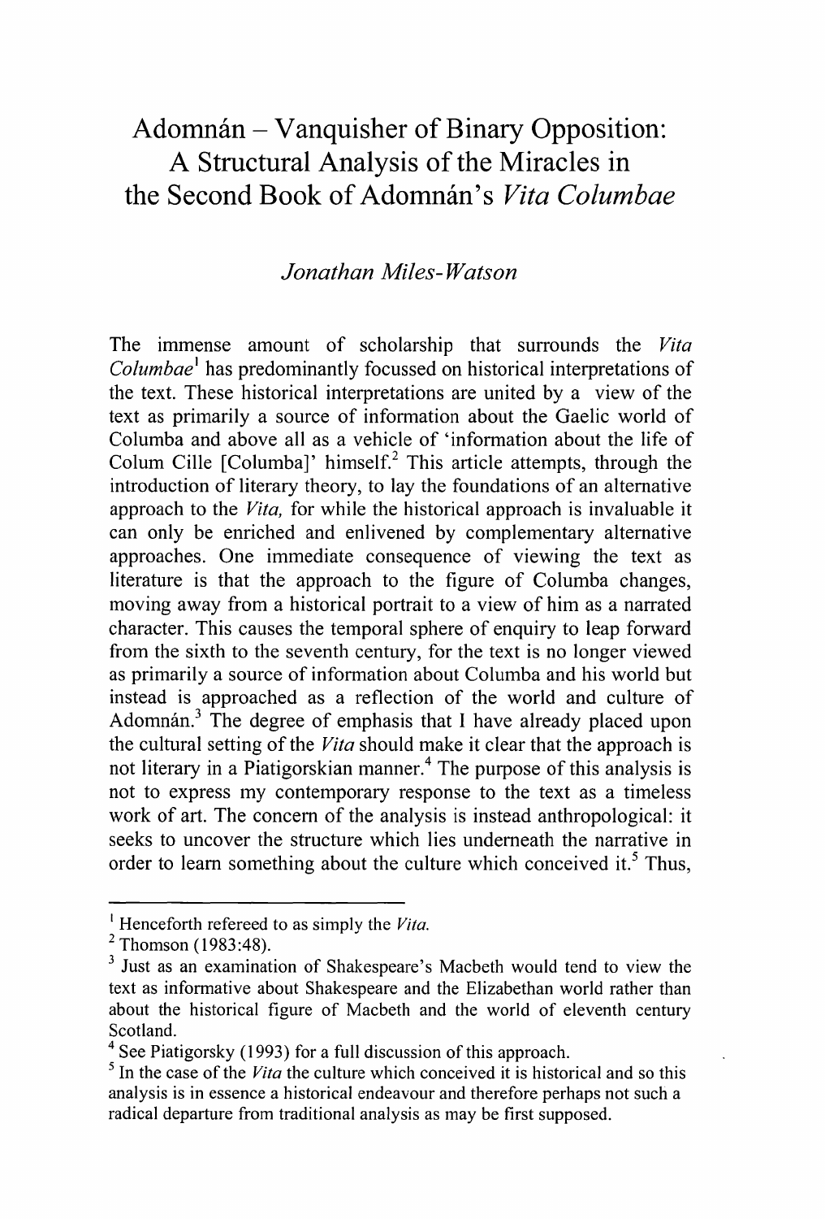# Adomnán – Vanquisher of Binary Opposition: A Structural Analysis of the Miracles in the Second Book of Adomnán's *Vita Columbae*

*Jonathan Miles-Watson*

The immense amount of scholarship that surrounds the *Vita Columbae*[1] has predominantly focussed on historical interpretations of the text. These historical interpretations are united by a view of the text as primarily a source of information about the Gaelic world of Columba and above all as a vehicle of 'information about the life of Colum Cille [Columba]' himself.[2] This article attempts, through the introduction of literary theory, to lay the foundations of an alternative approach to the *Vita,* for while the historical approach is invaluable it can only be enriched and enlivened by complementary alternative approaches. One immediate consequence of viewing the text as literature is that the approach to the figure of Columba changes, moving away from a historical portrait to a view of him as a narrated character. This causes the temporal sphere of enquiry to leap forward from the sixth to the seventh century, for the text is no longer viewed as primarily a source of information about Columba and his world but instead is approached as a reflection of the world and culture of Adomnán.[3] The degree of emphasis that I have already placed upon the cultural setting of the *Vita* should make it clear that the approach is not literary in a Piatigorskian manner.[4] The purpose of this analysis is not to express my contemporary response to the text as a timeless work of art. The concern of the analysis is instead anthropological: it seeks to uncover the structure which lies underneath the narrative in order to learn something about the culture which conceived it.[5] Thus,

---

[1] Henceforth refereed to as simply the *Vita.*

[2] Thomson (1983:48).

[3] Just as an examination of Shakespeare's Macbeth would tend to view the text as informative about Shakespeare and the Elizabethan world rather than about the historical figure of Macbeth and the world of eleventh century Scotland.

[4] See Piatigorsky (1993) for a full discussion of this approach.

[5] In the case of the *Vita* the culture which conceived it is historical and so this analysis is in essence a historical endeavour and therefore perhaps not such a radical departure from traditional analysis as may be first supposed.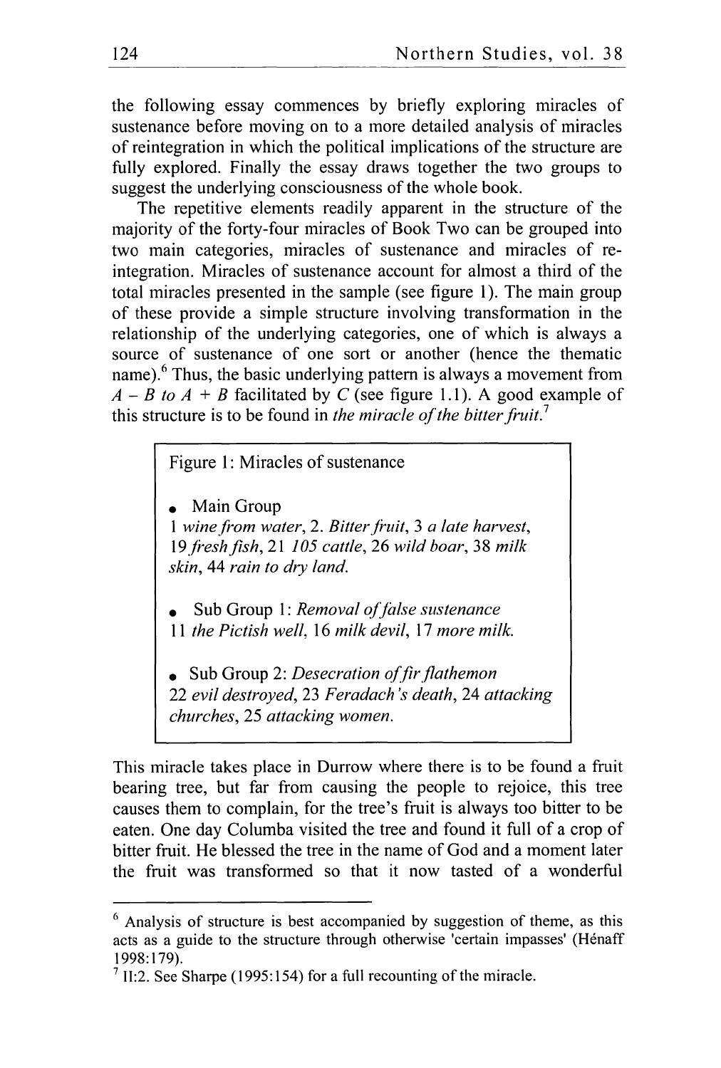the following essay commences by briefly exploring miracles of sustenance before moving on to a more detailed analysis of miracles of reintegration in which the political implications of the structure are fully explored. Finally the essay draws together the two groups to suggest the underlying consciousness of the whole book.

The repetitive elements readily apparent in the structure of the majority of the forty-four miracles of Book Two can be grouped into two main categories, miracles of sustenance and miracles of re-integration. Miracles of sustenance account for almost a third of the total miracles presented in the sample (see figure 1). The main group of these provide a simple structure involving transformation in the relationship of the underlying categories, one of which is always a source of sustenance of one sort or another (hence the thematic name).[6] Thus, the basic underlying pattern is always a movement from $A - B$ *to* $A + B$ facilitated by *C* (see figure 1.1). A good example of this structure is to be found in *the miracle of the bitter fruit.*[7]

Figure 1: Miracles of sustenance

- Main Group
  1 *wine from water*, 2. *Bitter fruit*, 3 *a late harvest*, 19 *fresh fish*, 21 *105 cattle*, 26 *wild boar*, 38 *milk skin*, 44 *rain to dry land.*

- Sub Group 1: *Removal of false sustenance*
  11 *the Pictish well*, 16 *milk devil*, 17 *more milk.*

- Sub Group 2: *Desecration of fir flathemon*
  22 *evil destroyed*, 23 *Feradach's death*, 24 *attacking churches*, 25 *attacking women.*

This miracle takes place in Durrow where there is to be found a fruit bearing tree, but far from causing the people to rejoice, this tree causes them to complain, for the tree's fruit is always too bitter to be eaten. One day Columba visited the tree and found it full of a crop of bitter fruit. He blessed the tree in the name of God and a moment later the fruit was transformed so that it now tasted of a wonderful

---

[6] Analysis of structure is best accompanied by suggestion of theme, as this acts as a guide to the structure through otherwise 'certain impasses' (Hénaff 1998:179).

[7] II:2. See Sharpe (1995:154) for a full recounting of the miracle.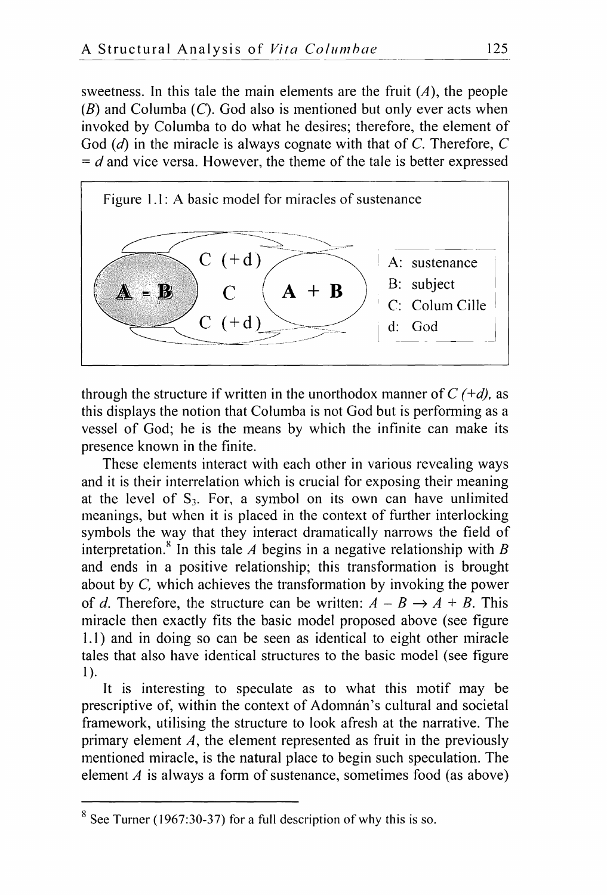sweetness. In this tale the main elements are the fruit (*A*), the people (*B*) and Columba (*C*). God also is mentioned but only ever acts when invoked by Columba to do what he desires; therefore, the element of God (*d*) in the miracle is always cognate with that of *C*. Therefore, $C = d$ and vice versa. However, the theme of the tale is better expressed

Figure 1.1: A basic model for miracles of sustenance

A - B

C (+d)

C

C (+d)

A + B

A: sustenance
B: subject
C: Colum Cille
d: God

through the structure if written in the unorthodox manner of $C\ (+d)$, as this displays the notion that Columba is not God but is performing as a vessel of God; he is the means by which the infinite can make its presence known in the finite.

These elements interact with each other in various revealing ways and it is their interrelation which is crucial for exposing their meaning at the level of $S_3$. For, a symbol on its own can have unlimited meanings, but when it is placed in the context of further interlocking symbols the way that they interact dramatically narrows the field of interpretation.[8] In this tale *A* begins in a negative relationship with *B* and ends in a positive relationship; this transformation is brought about by *C*, which achieves the transformation by invoking the power of *d*. Therefore, the structure can be written: $A - B \rightarrow A + B$. This miracle then exactly fits the basic model proposed above (see figure 1.1) and in doing so can be seen as identical to eight other miracle tales that also have identical structures to the basic model (see figure 1).

It is interesting to speculate as to what this motif may be prescriptive of, within the context of Adomnán's cultural and societal framework, utilising the structure to look afresh at the narrative. The primary element *A*, the element represented as fruit in the previously mentioned miracle, is the natural place to begin such speculation. The element *A* is always a form of sustenance, sometimes food (as above)

---

[8] See Turner (1967:30-37) for a full description of why this is so.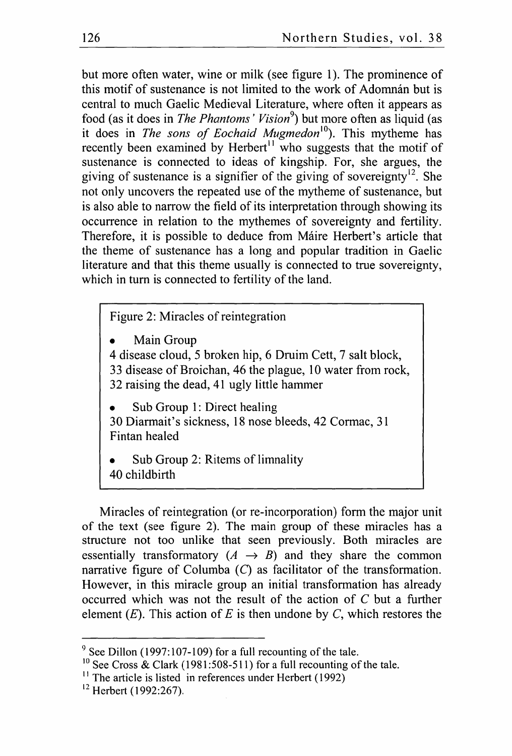but more often water, wine or milk (see figure 1). The prominence of this motif of sustenance is not limited to the work of Adomnán but is central to much Gaelic Medieval Literature, where often it appears as food (as it does in *The Phantoms' Vision*[9]) but more often as liquid (as it does in *The sons of Eochaid Mugmedon*[10]). This mytheme has recently been examined by Herbert[11] who suggests that the motif of sustenance is connected to ideas of kingship. For, she argues, the giving of sustenance is a signifier of the giving of sovereignty[12]. She not only uncovers the repeated use of the mytheme of sustenance, but is also able to narrow the field of its interpretation through showing its occurrence in relation to the mythemes of sovereignty and fertility. Therefore, it is possible to deduce from Máire Herbert's article that the theme of sustenance has a long and popular tradition in Gaelic literature and that this theme usually is connected to true sovereignty, which in turn is connected to fertility of the land.

Figure 2: Miracles of reintegration

- Main Group

4 disease cloud, 5 broken hip, 6 Druim Cett, 7 salt block, 33 disease of Broichan, 46 the plague, 10 water from rock, 32 raising the dead, 41 ugly little hammer

- Sub Group 1: Direct healing

30 Diarmait's sickness, 18 nose bleeds, 42 Cormac, 31 Fintan healed

- Sub Group 2: Ritems of limnality

40 childbirth

Miracles of reintegration (or re-incorporation) form the major unit of the text (see figure 2). The main group of these miracles has a structure not too unlike that seen previously. Both miracles are essentially transformatory ($A \rightarrow B$) and they share the common narrative figure of Columba (*C*) as facilitator of the transformation. However, in this miracle group an initial transformation has already occurred which was not the result of the action of *C* but a further element (*E*). This action of *E* is then undone by *C*, which restores the

---

[9] See Dillon (1997:107-109) for a full recounting of the tale.

[10] See Cross & Clark (1981:508-511) for a full recounting of the tale.

[11] The article is listed in references under Herbert (1992)

[12] Herbert (1992:267).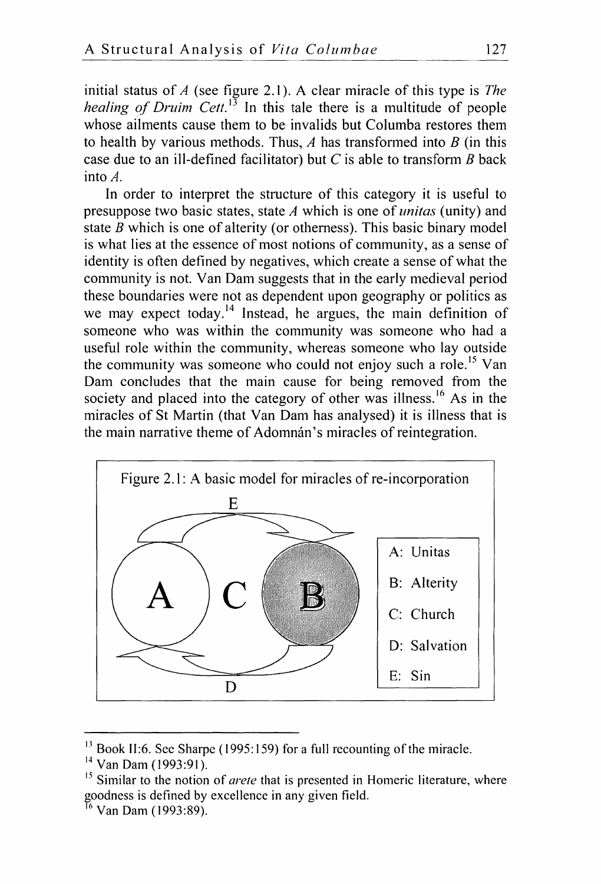initial status of *A* (see figure 2.1). A clear miracle of this type is *The healing of Druim Cett.*[13] In this tale there is a multitude of people whose ailments cause them to be invalids but Columba restores them to health by various methods. Thus, *A* has transformed into *B* (in this case due to an ill-defined facilitator) but *C* is able to transform *B* back into *A*.

In order to interpret the structure of this category it is useful to presuppose two basic states, state *A* which is one of *unitas* (unity) and state *B* which is one of alterity (or otherness). This basic binary model is what lies at the essence of most notions of community, as a sense of identity is often defined by negatives, which create a sense of what the community is not. Van Dam suggests that in the early medieval period these boundaries were not as dependent upon geography or politics as we may expect today.[14] Instead, he argues, the main definition of someone who was within the community was someone who had a useful role within the community, whereas someone who lay outside the community was someone who could not enjoy such a role.[15] Van Dam concludes that the main cause for being removed from the society and placed into the category of other was illness.[16] As in the miracles of St Martin (that Van Dam has analysed) it is illness that is the main narrative theme of Adomnán's miracles of reintegration.

Figure 2.1: A basic model for miracles of re-incorporation

E

A

C

B

D

A: Unitas

B: Alterity

C: Church

D: Salvation

E: Sin

---

[13] Book II:6. See Sharpe (1995:159) for a full recounting of the miracle.

[14] Van Dam (1993:91).

[15] Similar to the notion of *arete* that is presented in Homeric literature, where goodness is defined by excellence in any given field.

[16] Van Dam (1993:89).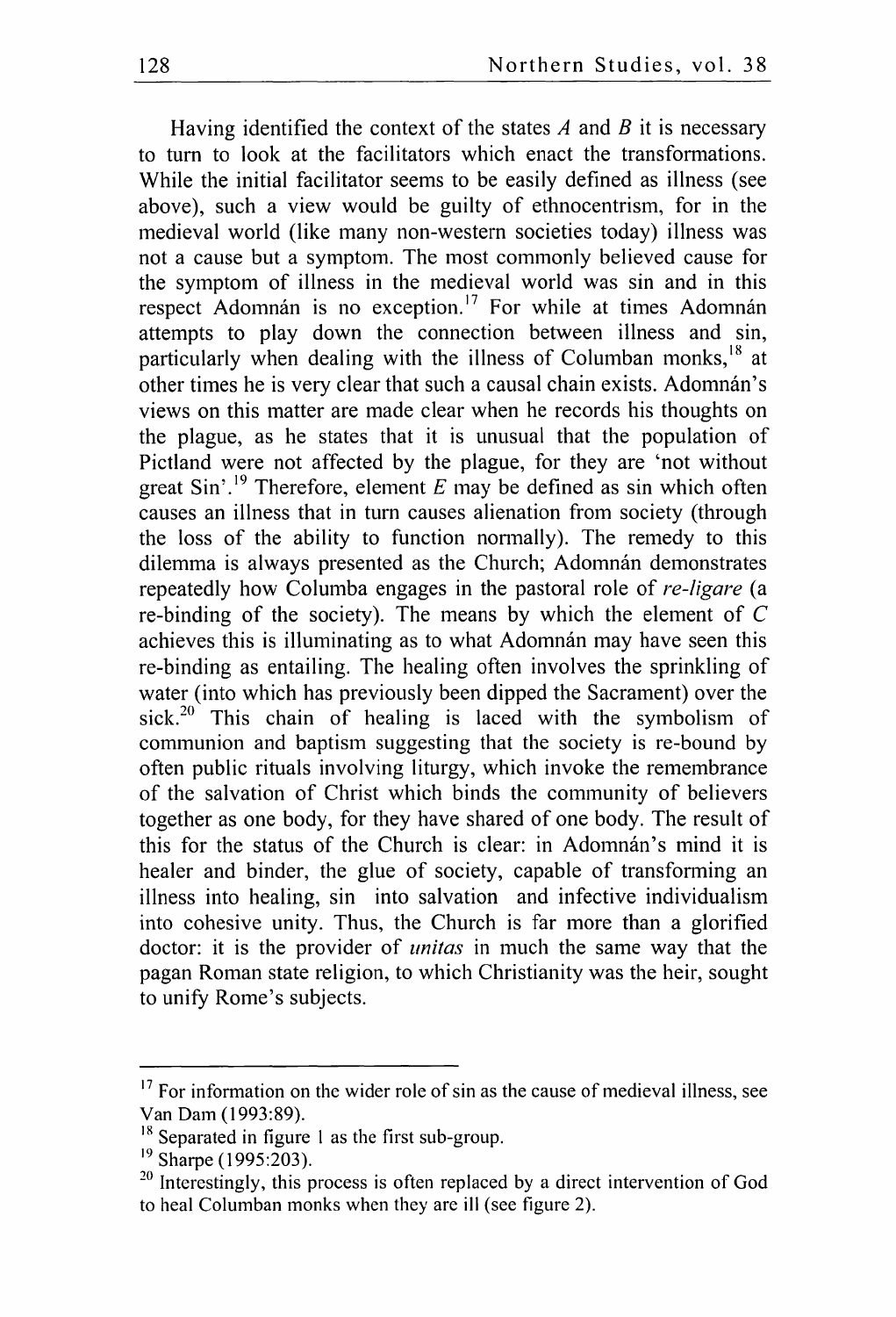Having identified the context of the states *A* and *B* it is necessary to turn to look at the facilitators which enact the transformations. While the initial facilitator seems to be easily defined as illness (see above), such a view would be guilty of ethnocentrism, for in the medieval world (like many non-western societies today) illness was not a cause but a symptom. The most commonly believed cause for the symptom of illness in the medieval world was sin and in this respect Adomnán is no exception.[17] For while at times Adomnán attempts to play down the connection between illness and sin, particularly when dealing with the illness of Columban monks,[18] at other times he is very clear that such a causal chain exists. Adomnán's views on this matter are made clear when he records his thoughts on the plague, as he states that it is unusual that the population of Pictland were not affected by the plague, for they are 'not without great Sin'.[19] Therefore, element *E* may be defined as sin which often causes an illness that in turn causes alienation from society (through the loss of the ability to function normally). The remedy to this dilemma is always presented as the Church; Adomnán demonstrates repeatedly how Columba engages in the pastoral role of *re-ligare* (a re-binding of the society). The means by which the element of *C* achieves this is illuminating as to what Adomnán may have seen this re-binding as entailing. The healing often involves the sprinkling of water (into which has previously been dipped the Sacrament) over the sick.[20] This chain of healing is laced with the symbolism of communion and baptism suggesting that the society is re-bound by often public rituals involving liturgy, which invoke the remembrance of the salvation of Christ which binds the community of believers together as one body, for they have shared of one body. The result of this for the status of the Church is clear: in Adomnán's mind it is healer and binder, the glue of society, capable of transforming an illness into healing, sin into salvation and infective individualism into cohesive unity. Thus, the Church is far more than a glorified doctor: it is the provider of *unitas* in much the same way that the pagan Roman state religion, to which Christianity was the heir, sought to unify Rome's subjects.

---

[17] For information on the wider role of sin as the cause of medieval illness, see Van Dam (1993:89).

[18] Separated in figure 1 as the first sub-group.

[19] Sharpe (1995:203).

[20] Interestingly, this process is often replaced by a direct intervention of God to heal Columban monks when they are ill (see figure 2).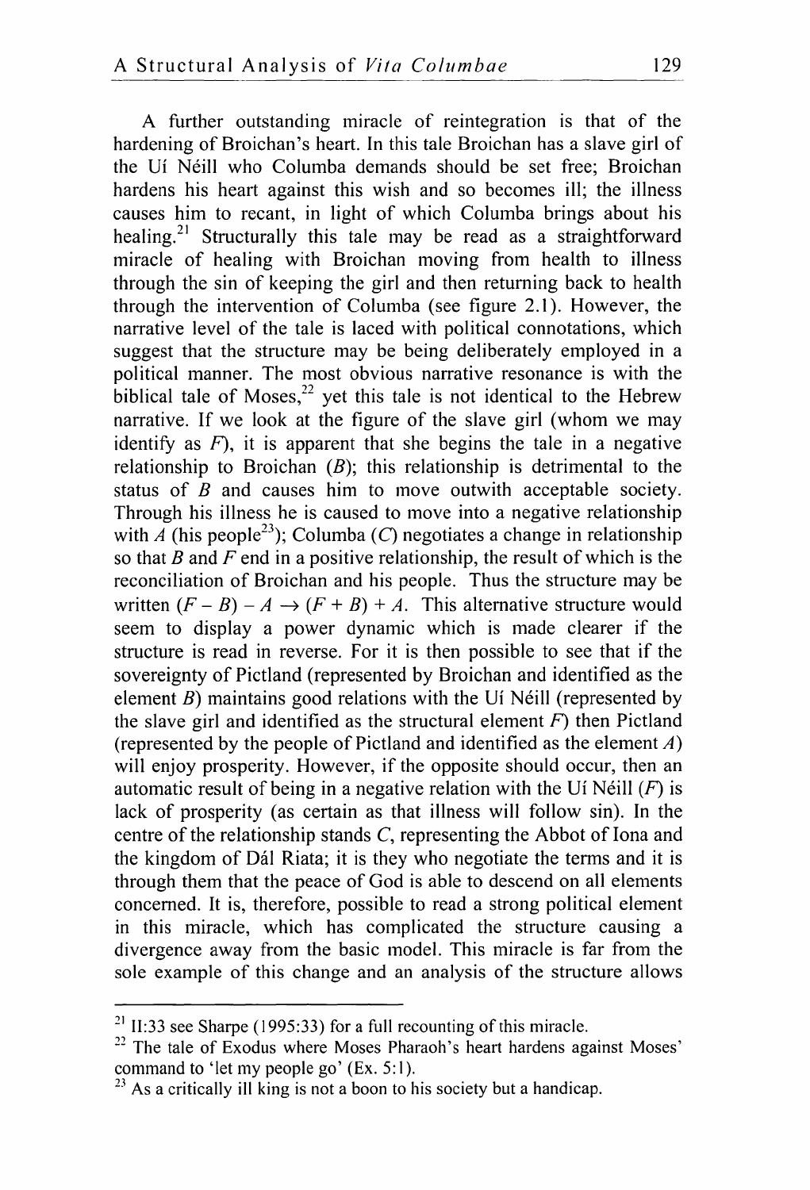A further outstanding miracle of reintegration is that of the hardening of Broichan's heart. In this tale Broichan has a slave girl of the Uí Néill who Columba demands should be set free; Broichan hardens his heart against this wish and so becomes ill; the illness causes him to recant, in light of which Columba brings about his healing.[21] Structurally this tale may be read as a straightforward miracle of healing with Broichan moving from health to illness through the sin of keeping the girl and then returning back to health through the intervention of Columba (see figure 2.1). However, the narrative level of the tale is laced with political connotations, which suggest that the structure may be being deliberately employed in a political manner. The most obvious narrative resonance is with the biblical tale of Moses,[22] yet this tale is not identical to the Hebrew narrative. If we look at the figure of the slave girl (whom we may identify as *F*), it is apparent that she begins the tale in a negative relationship to Broichan (*B*); this relationship is detrimental to the status of *B* and causes him to move outwith acceptable society. Through his illness he is caused to move into a negative relationship with *A* (his people[23]); Columba (*C*) negotiates a change in relationship so that *B* and *F* end in a positive relationship, the result of which is the reconciliation of Broichan and his people. Thus the structure may be written $(F - B) - A \rightarrow (F + B) + A$. This alternative structure would seem to display a power dynamic which is made clearer if the structure is read in reverse. For it is then possible to see that if the sovereignty of Pictland (represented by Broichan and identified as the element *B*) maintains good relations with the Uí Néill (represented by the slave girl and identified as the structural element *F*) then Pictland (represented by the people of Pictland and identified as the element *A*) will enjoy prosperity. However, if the opposite should occur, then an automatic result of being in a negative relation with the Uí Néill (*F*) is lack of prosperity (as certain as that illness will follow sin). In the centre of the relationship stands *C*, representing the Abbot of Iona and the kingdom of Dál Riata; it is they who negotiate the terms and it is through them that the peace of God is able to descend on all elements concerned. It is, therefore, possible to read a strong political element in this miracle, which has complicated the structure causing a divergence away from the basic model. This miracle is far from the sole example of this change and an analysis of the structure allows

---

[21] II:33 see Sharpe (1995:33) for a full recounting of this miracle.

[22] The tale of Exodus where Moses Pharaoh's heart hardens against Moses' command to 'let my people go' (Ex. 5:1).

[23] As a critically ill king is not a boon to his society but a handicap.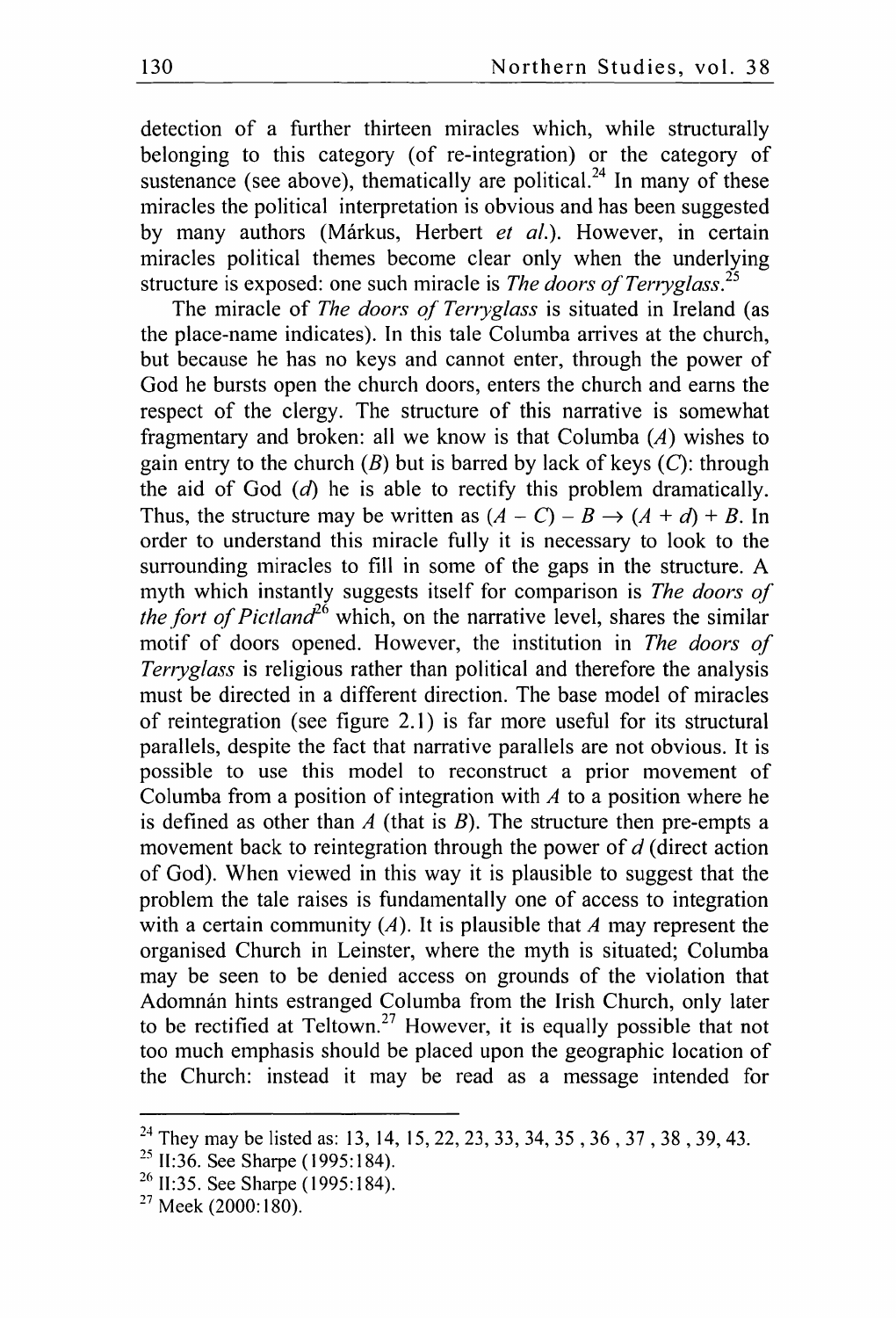detection of a further thirteen miracles which, while structurally belonging to this category (of re-integration) or the category of sustenance (see above), thematically are political.[24] In many of these miracles the political interpretation is obvious and has been suggested by many authors (Márkus, Herbert *et al.*). However, in certain miracles political themes become clear only when the underlying structure is exposed: one such miracle is *The doors of Terryglass*.[25]

The miracle of *The doors of Terryglass* is situated in Ireland (as the place-name indicates). In this tale Columba arrives at the church, but because he has no keys and cannot enter, through the power of God he bursts open the church doors, enters the church and earns the respect of the clergy. The structure of this narrative is somewhat fragmentary and broken: all we know is that Columba ($A$) wishes to gain entry to the church ($B$) but is barred by lack of keys ($C$): through the aid of God ($d$) he is able to rectify this problem dramatically. Thus, the structure may be written as $(A - C) - B \rightarrow (A + d) + B$. In order to understand this miracle fully it is necessary to look to the surrounding miracles to fill in some of the gaps in the structure. A myth which instantly suggests itself for comparison is *The doors of the fort of Pictland*[26] which, on the narrative level, shares the similar motif of doors opened. However, the institution in *The doors of Terryglass* is religious rather than political and therefore the analysis must be directed in a different direction. The base model of miracles of reintegration (see figure 2.1) is far more useful for its structural parallels, despite the fact that narrative parallels are not obvious. It is possible to use this model to reconstruct a prior movement of Columba from a position of integration with $A$ to a position where he is defined as other than $A$ (that is $B$). The structure then pre-empts a movement back to reintegration through the power of $d$ (direct action of God). When viewed in this way it is plausible to suggest that the problem the tale raises is fundamentally one of access to integration with a certain community ($A$). It is plausible that $A$ may represent the organised Church in Leinster, where the myth is situated; Columba may be seen to be denied access on grounds of the violation that Adomnán hints estranged Columba from the Irish Church, only later to be rectified at Teltown.[27] However, it is equally possible that not too much emphasis should be placed upon the geographic location of the Church: instead it may be read as a message intended for

---

[24] They may be listed as: 13, 14, 15, 22, 23, 33, 34, 35 , 36 , 37 , 38 , 39, 43.

[25] II:36. See Sharpe (1995:184).

[26] II:35. See Sharpe (1995:184).

[27] Meek (2000:180).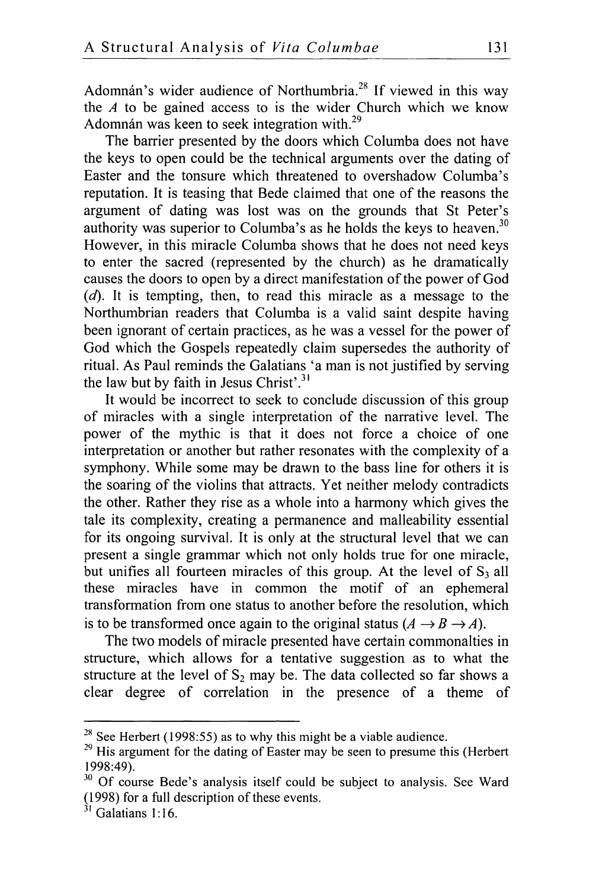Adomnán's wider audience of Northumbria.[28] If viewed in this way the *A* to be gained access to is the wider Church which we know Adomnán was keen to seek integration with.[29]

The barrier presented by the doors which Columba does not have the keys to open could be the technical arguments over the dating of Easter and the tonsure which threatened to overshadow Columba's reputation. It is teasing that Bede claimed that one of the reasons the argument of dating was lost was on the grounds that St Peter's authority was superior to Columba's as he holds the keys to heaven.[30] However, in this miracle Columba shows that he does not need keys to enter the sacred (represented by the church) as he dramatically causes the doors to open by a direct manifestation of the power of God (*d*). It is tempting, then, to read this miracle as a message to the Northumbrian readers that Columba is a valid saint despite having been ignorant of certain practices, as he was a vessel for the power of God which the Gospels repeatedly claim supersedes the authority of ritual. As Paul reminds the Galatians 'a man is not justified by serving the law but by faith in Jesus Christ'.[31]

It would be incorrect to seek to conclude discussion of this group of miracles with a single interpretation of the narrative level. The power of the mythic is that it does not force a choice of one interpretation or another but rather resonates with the complexity of a symphony. While some may be drawn to the bass line for others it is the soaring of the violins that attracts. Yet neither melody contradicts the other. Rather they rise as a whole into a harmony which gives the tale its complexity, creating a permanence and malleability essential for its ongoing survival. It is only at the structural level that we can present a single grammar which not only holds true for one miracle, but unifies all fourteen miracles of this group. At the level of $S_3$ all these miracles have in common the motif of an ephemeral transformation from one status to another before the resolution, which is to be transformed once again to the original status ($A \rightarrow B \rightarrow A$).

The two models of miracle presented have certain commonalties in structure, which allows for a tentative suggestion as to what the structure at the level of $S_2$ may be. The data collected so far shows a clear degree of correlation in the presence of a theme of

---

[28] See Herbert (1998:55) as to why this might be a viable audience.

[29] His argument for the dating of Easter may be seen to presume this (Herbert 1998:49).

[30] Of course Bede's analysis itself could be subject to analysis. See Ward (1998) for a full description of these events.

[31] Galatians 1:16.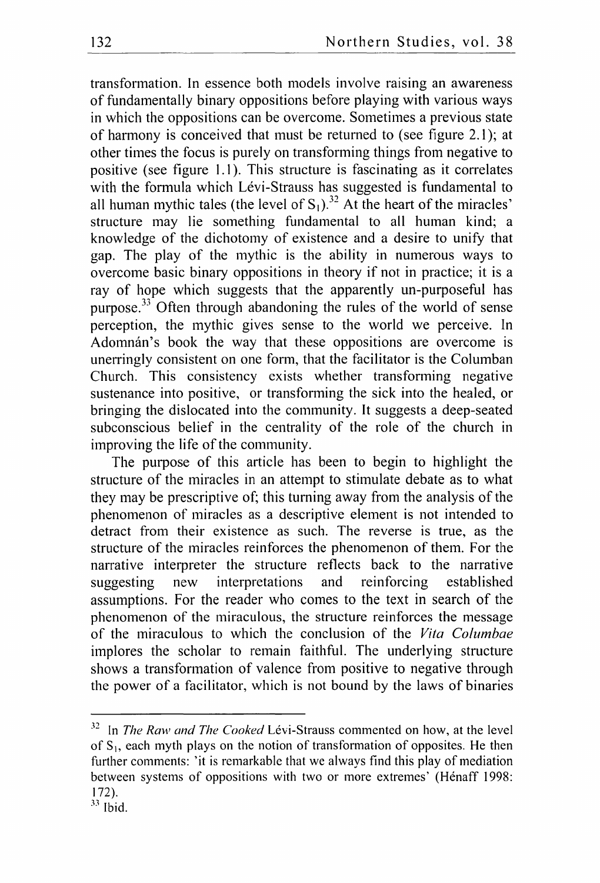transformation. In essence both models involve raising an awareness of fundamentally binary oppositions before playing with various ways in which the oppositions can be overcome. Sometimes a previous state of harmony is conceived that must be returned to (see figure 2.1); at other times the focus is purely on transforming things from negative to positive (see figure 1.1). This structure is fascinating as it correlates with the formula which Lévi-Strauss has suggested is fundamental to all human mythic tales (the level of $S_1$).[32] At the heart of the miracles' structure may lie something fundamental to all human kind; a knowledge of the dichotomy of existence and a desire to unify that gap. The play of the mythic is the ability in numerous ways to overcome basic binary oppositions in theory if not in practice; it is a ray of hope which suggests that the apparently un-purposeful has purpose.[33] Often through abandoning the rules of the world of sense perception, the mythic gives sense to the world we perceive. In Adomnán's book the way that these oppositions are overcome is unerringly consistent on one form, that the facilitator is the Columban Church. This consistency exists whether transforming negative sustenance into positive, or transforming the sick into the healed, or bringing the dislocated into the community. It suggests a deep-seated subconscious belief in the centrality of the role of the church in improving the life of the community.

The purpose of this article has been to begin to highlight the structure of the miracles in an attempt to stimulate debate as to what they may be prescriptive of; this turning away from the analysis of the phenomenon of miracles as a descriptive element is not intended to detract from their existence as such. The reverse is true, as the structure of the miracles reinforces the phenomenon of them. For the narrative interpreter the structure reflects back to the narrative suggesting new interpretations and reinforcing established assumptions. For the reader who comes to the text in search of the phenomenon of the miraculous, the structure reinforces the message of the miraculous to which the conclusion of the *Vita Columbae* implores the scholar to remain faithful. The underlying structure shows a transformation of valence from positive to negative through the power of a facilitator, which is not bound by the laws of binaries

---

[32] In *The Raw and The Cooked* Lévi-Strauss commented on how, at the level of $S_1$, each myth plays on the notion of transformation of opposites. He then further comments: 'it is remarkable that we always find this play of mediation between systems of oppositions with two or more extremes' (Hénaff 1998: 172).

[33] Ibid.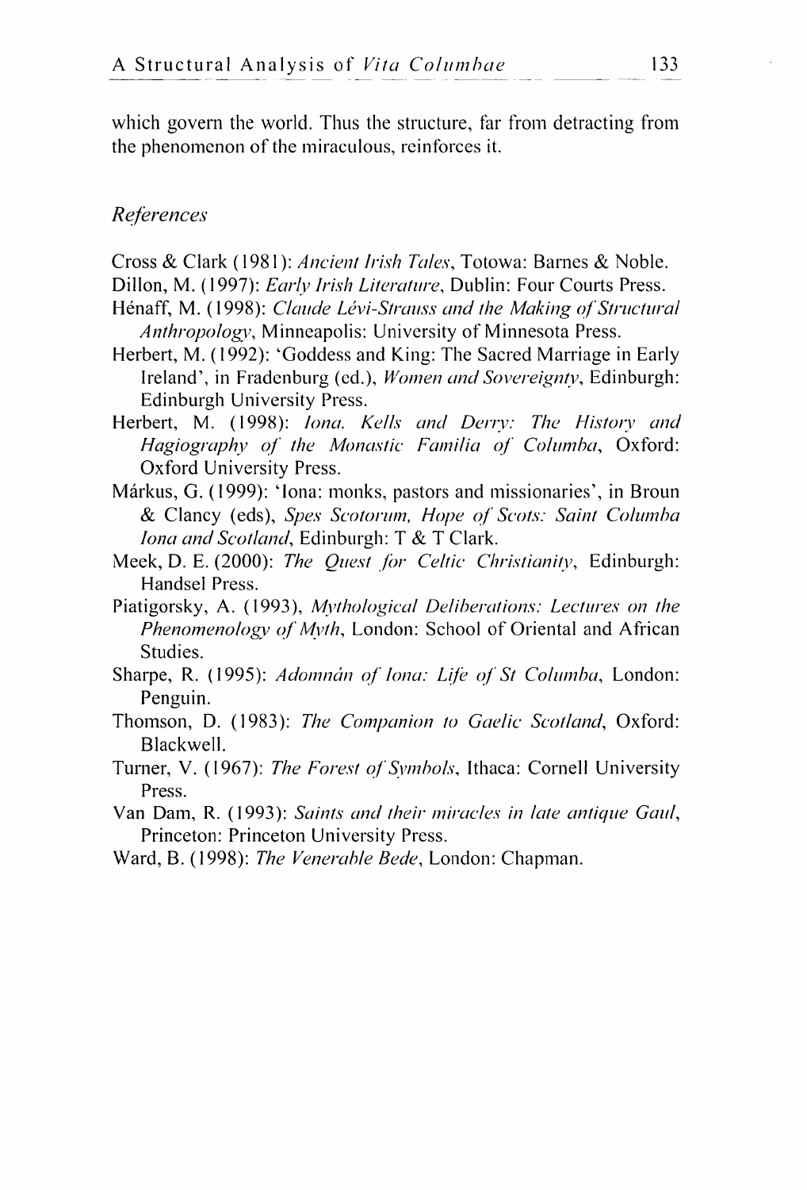which govern the world. Thus the structure, far from detracting from the phenomenon of the miraculous, reinforces it.

## *References*

Cross & Clark (1981): *Ancient Irish Tales*, Totowa: Barnes & Noble.

Dillon, M. (1997): *Early Irish Literature*, Dublin: Four Courts Press.

Hénaff, M. (1998): *Claude Lévi-Strauss and the Making of Structural Anthropology*, Minneapolis: University of Minnesota Press.

Herbert, M. (1992): 'Goddess and King: The Sacred Marriage in Early Ireland', in Fradenburg (ed.), *Women and Sovereignty*, Edinburgh: Edinburgh University Press.

Herbert, M. (1998): *Iona. Kells and Derry: The History and Hagiography of the Monastic Familia of Columba*, Oxford: Oxford University Press.

Márkus, G. (1999): 'Iona: monks, pastors and missionaries', in Broun & Clancy (eds), *Spes Scotorum, Hope of Scots: Saint Columba Iona and Scotland*, Edinburgh: T & T Clark.

Meek, D. E. (2000): *The Quest for Celtic Christianity*, Edinburgh: Handsel Press.

Piatigorsky, A. (1993), *Mythological Deliberations: Lectures on the Phenomenology of Myth*, London: School of Oriental and African Studies.

Sharpe, R. (1995): *Adomnán of Iona: Life of St Columba*, London: Penguin.

Thomson, D. (1983): *The Companion to Gaelic Scotland*, Oxford: Blackwell.

Turner, V. (1967): *The Forest of Symbols*, Ithaca: Cornell University Press.

Van Dam, R. (1993): *Saints and their miracles in late antique Gaul*, Princeton: Princeton University Press.

Ward, B. (1998): *The Venerable Bede*, London: Chapman.